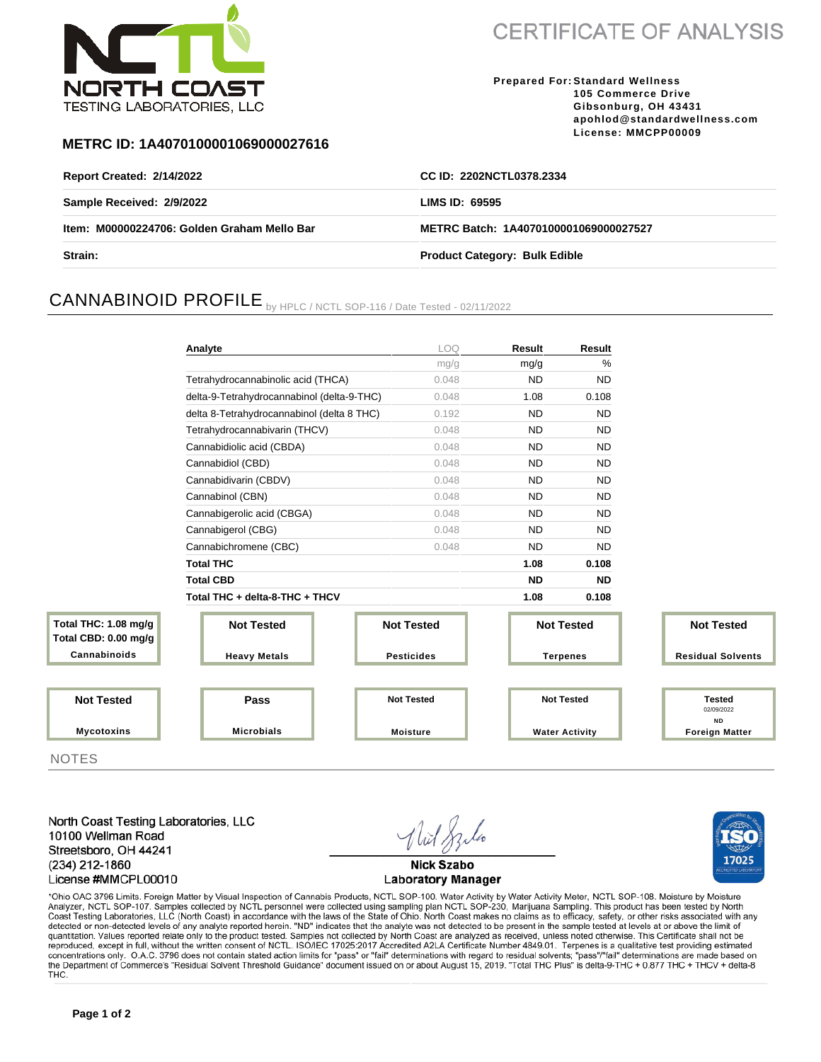NORTH COAST TESTING LABORATORIES, LLC

# CERTIFICATE OF ANALYSIS

**Prepared For:** Standard Wellness
105 Commerce Drive
Gibsonburg, OH 43431
apohlod@standardwellness.com
License: MMCPP00009

**METRC ID: 1A4070100001069000027616**

| | |
|---|---|
| **Report Created: 2/14/2022** | **CC ID: 2202NCTL0378.2334** |
| **Sample Received: 2/9/2022** | **LIMS ID: 69595** |
| **Item: M00000224706: Golden Graham Mello Bar** | **METRC Batch: 1A4070100001069000027527** |
| **Strain:** | **Product Category: Bulk Edible** |

## CANNABINOID PROFILE by HPLC / NCTL SOP-116 / Date Tested - 02/11/2022

| Analyte | LOQ | Result | Result |
|---|---|---|---|
| | mg/g | mg/g | % |
| Tetrahydrocannabinolic acid (THCA) | 0.048 | ND | ND |
| delta-9-Tetrahydrocannabinol (delta-9-THC) | 0.048 | 1.08 | 0.108 |
| delta 8-Tetrahydrocannabinol (delta 8 THC) | 0.192 | ND | ND |
| Tetrahydrocannabivarin (THCV) | 0.048 | ND | ND |
| Cannabidiolic acid (CBDA) | 0.048 | ND | ND |
| Cannabidiol (CBD) | 0.048 | ND | ND |
| Cannabidivarin (CBDV) | 0.048 | ND | ND |
| Cannabinol (CBN) | 0.048 | ND | ND |
| Cannabigerolic acid (CBGA) | 0.048 | ND | ND |
| Cannabigerol (CBG) | 0.048 | ND | ND |
| Cannabichromene (CBC) | 0.048 | ND | ND |
| **Total THC** | | **1.08** | **0.108** |
| **Total CBD** | | **ND** | **ND** |
| **Total THC + delta-8-THC + THCV** | | **1.08** | **0.108** |

| Cannabinoids | Heavy Metals | Pesticides | Terpenes | Residual Solvents |
|---|---|---|---|---|
| Total THC: 1.08 mg/g<br>Total CBD: 0.00 mg/g | Not Tested | Not Tested | Not Tested | Not Tested |

| Mycotoxins | Microbials | Moisture | Water Activity | Foreign Matter |
|---|---|---|---|---|
| Not Tested | Pass | Not Tested | Not Tested | Tested 02/09/2022 ND |

NOTES

North Coast Testing Laboratories, LLC
10100 Wellman Road
Streetsboro, OH 44241
(234) 212-1860
License #MMCPL00010

Nick Szabo
Laboratory Manager

ISO 17025

*Ohio OAC 3796 Limits. Foreign Matter by Visual Inspection of Cannabis Products, NCTL SOP-100. Water Activity by Water Activity Meter, NCTL SOP-108. Moisture by Moisture Analyzer, NCTL SOP-107. Samples collected by NCTL personnel were collected using sampling plan NCTL SOP-230, Marijuana Sampling. This product has been tested by North Coast Testing Laboratories, LLC (North Coast) in accordance with the laws of the State of Ohio. North Coast makes no claims as to efficacy, safety, or other risks associated with any detected or non-detected levels of any analyte reported herein. "ND" indicates that the analyte was not detected to be present in the sample tested at levels at or above the limit of quantitation. Values reported relate only to the product tested. Samples not collected by North Coast are analyzed as received, unless noted otherwise. This Certificate shall not be reproduced, except in full, without the written consent of NCTL. ISO/IEC 17025:2017 Accredited A2LA Certificate Number 4849.01. Terpenes is a qualitative test providing estimated concentrations only. O.A.C. 3796 does not contain stated action limits for "pass" or "fail" determinations with regard to residual solvents; "pass"/"fail" determinations are made based on the Department of Commerce's "Residual Solvent Threshold Guidance" document issued on or about August 15, 2019. "Total THC Plus" is delta-9-THC + 0.877 THC + THCV + delta-8 THC.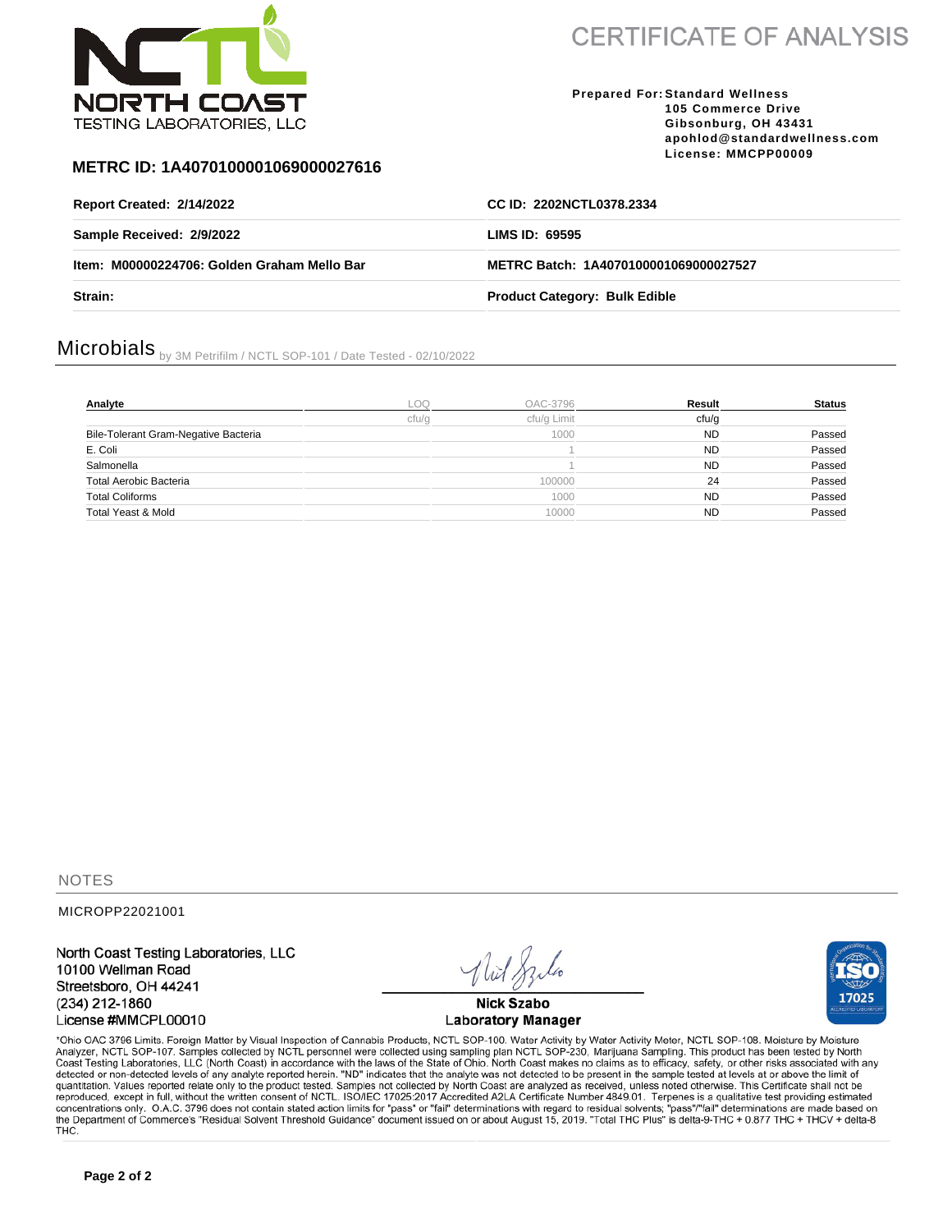# CERTIFICATE OF ANALYSIS

NORTH COAST TESTING LABORATORIES, LLC

**Prepared For:** **Standard Wellness**
**105 Commerce Drive**
**Gibsonburg, OH 43431**
**apohlod@standardwellness.com**
**License: MMCPP00009**

### METRC ID: 1A4070100001069000027616

| | |
|---|---|
| **Report Created: 2/14/2022** | **CC ID: 2202NCTL0378.2334** |
| **Sample Received: 2/9/2022** | **LIMS ID: 69595** |
| **Item: M00000224706: Golden Graham Mello Bar** | **METRC Batch: 1A4070100001069000027527** |
| **Strain:** | **Product Category: Bulk Edible** |

## Microbials by 3M Petrifilm / NCTL SOP-101 / Date Tested - 02/10/2022

| Analyte | LOQ | OAC-3796 | Result | Status |
|---|---|---|---|---|
| | cfu/g | cfu/g Limit | cfu/g | |
| Bile-Tolerant Gram-Negative Bacteria | | 1000 | ND | Passed |
| E. Coli | | 1 | ND | Passed |
| Salmonella | | 1 | ND | Passed |
| Total Aerobic Bacteria | | 100000 | 24 | Passed |
| Total Coliforms | | 1000 | ND | Passed |
| Total Yeast & Mold | | 10000 | ND | Passed |

NOTES

MICROPP22021001

North Coast Testing Laboratories, LLC
10100 Wellman Road
Streetsboro, OH 44241
(234) 212-1860
License #MMCPL00010

**Nick Szabo**
**Laboratory Manager**

*Ohio OAC 3796 Limits. Foreign Matter by Visual Inspection of Cannabis Products, NCTL SOP-100. Water Activity by Water Activity Meter, NCTL SOP-108. Moisture by Moisture Analyzer, NCTL SOP-107. Samples collected by NCTL personnel were collected using sampling plan NCTL SOP-230, Marijuana Sampling. This product has been tested by North Coast Testing Laboratories, LLC (North Coast) in accordance with the laws of the State of Ohio. North Coast makes no claims as to efficacy, safety, or other risks associated with any detected or non-detected levels of any analyte reported herein. "ND" indicates that the analyte was not detected to be present in the sample tested at levels at or above the limit of quantitation. Values reported relate only to the product tested. Samples not collected by North Coast are analyzed as received, unless noted otherwise. This Certificate shall not be reproduced, except in full, without the written consent of NCTL. ISO/IEC 17025:2017 Accredited A2LA Certificate Number 4849.01. Terpenes is a qualitative test providing estimated concentrations only. O.A.C. 3796 does not contain stated action limits for "pass" or "fail" determinations with regard to residual solvents; "pass"/"fail" determinations are made based on the Department of Commerce's "Residual Solvent Threshold Guidance" document issued on or about August 15, 2019. "Total THC Plus" is delta-9-THC + 0.877 THC + THCV + delta-8 THC.